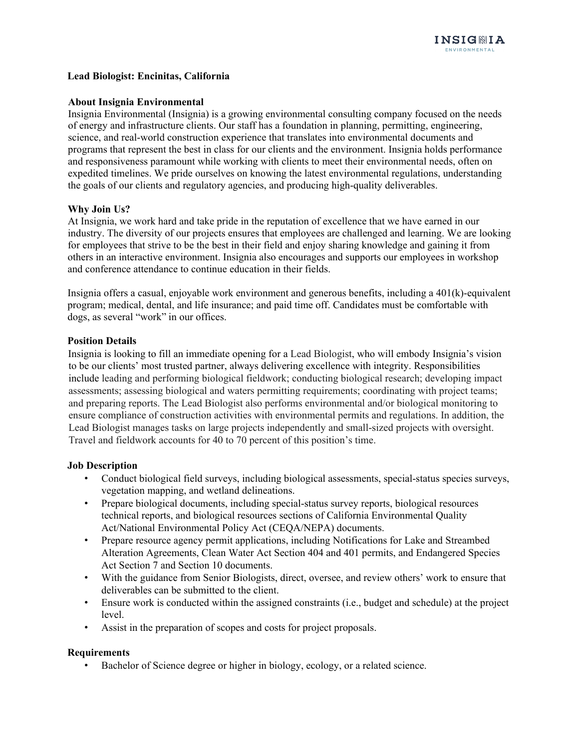# Lead Biologist: Encinitas, California

## About Insignia Environmental

Insignia Environmental (Insignia) is a growing environmental consulting company focused on the needs of energy and infrastructure clients. Our staff has a foundation in planning, permitting, engineering, science, and real-world construction experience that translates into environmental documents and programs that represent the best in class for our clients and the environment. Insignia holds performance and responsiveness paramount while working with clients to meet their environmental needs, often on expedited timelines. We pride ourselves on knowing the latest environmental regulations, understanding the goals of our clients and regulatory agencies, and producing high-quality deliverables.

## Why Join Us?

At Insignia, we work hard and take pride in the reputation of excellence that we have earned in our industry. The diversity of our projects ensures that employees are challenged and learning. We are looking for employees that strive to be the best in their field and enjoy sharing knowledge and gaining it from others in an interactive environment. Insignia also encourages and supports our employees in workshop and conference attendance to continue education in their fields.

Insignia offers a casual, enjoyable work environment and generous benefits, including a 401(k)-equivalent program; medical, dental, and life insurance; and paid time off. Candidates must be comfortable with dogs, as several "work" in our offices.

## Position Details

Insignia is looking to fill an immediate opening for a Lead Biologist, who will embody Insignia's vision to be our clients' most trusted partner, always delivering excellence with integrity. Responsibilities include leading and performing biological fieldwork; conducting biological research; developing impact assessments; assessing biological and waters permitting requirements; coordinating with project teams; and preparing reports. The Lead Biologist also performs environmental and/or biological monitoring to ensure compliance of construction activities with environmental permits and regulations. In addition, the Lead Biologist manages tasks on large projects independently and small-sized projects with oversight. Travel and fieldwork accounts for 40 to 70 percent of this position's time.

## Job Description

- Conduct biological field surveys, including biological assessments, special-status species surveys, vegetation mapping, and wetland delineations.
- Prepare biological documents, including special-status survey reports, biological resources technical reports, and biological resources sections of California Environmental Quality Act/National Environmental Policy Act (CEQA/NEPA) documents.
- Prepare resource agency permit applications, including Notifications for Lake and Streambed Alteration Agreements, Clean Water Act Section 404 and 401 permits, and Endangered Species Act Section 7 and Section 10 documents.
- With the guidance from Senior Biologists, direct, oversee, and review others' work to ensure that deliverables can be submitted to the client.
- Ensure work is conducted within the assigned constraints (i.e., budget and schedule) at the project level.
- Assist in the preparation of scopes and costs for project proposals.

## Requirements

- Bachelor of Science degree or higher in biology, ecology, or a related science.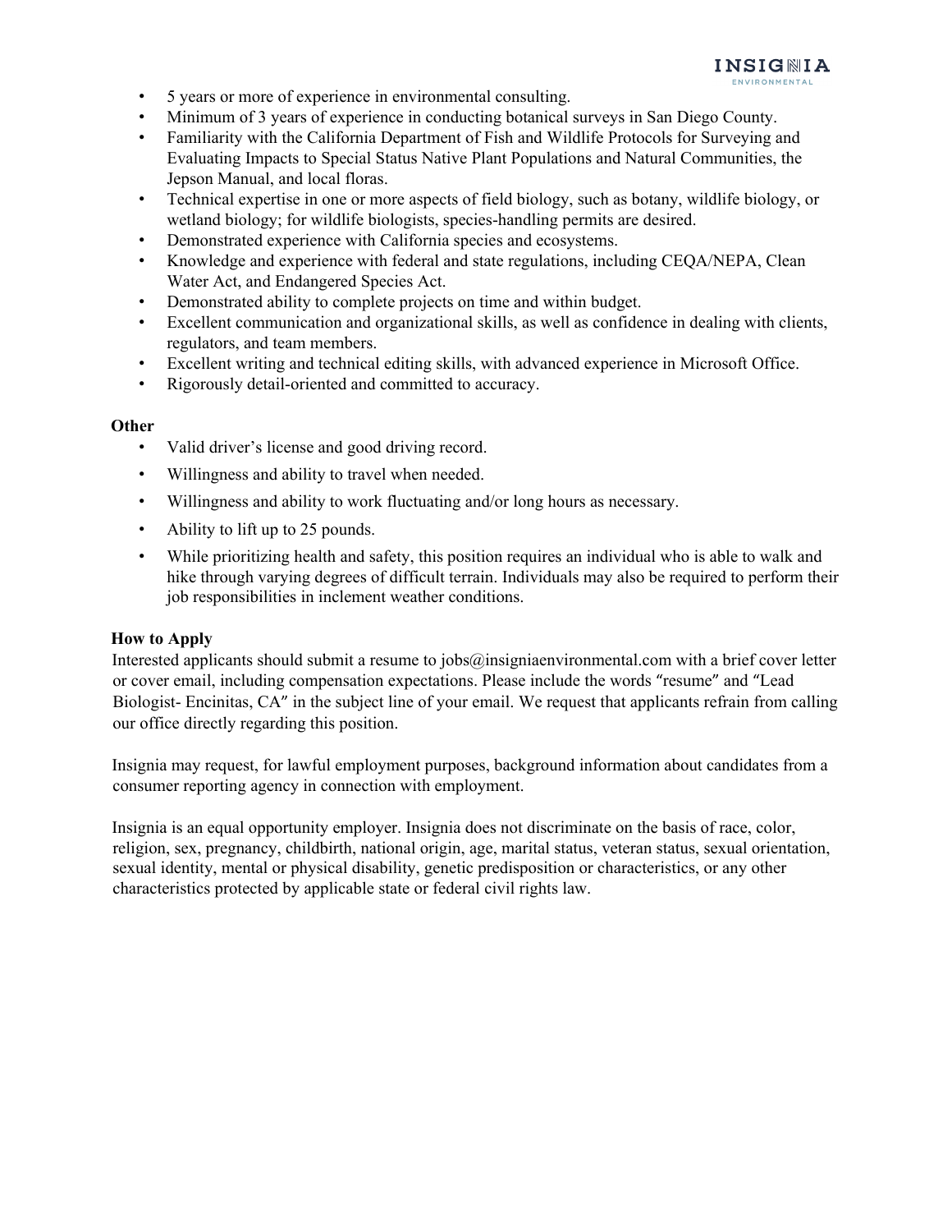- 5 years or more of experience in environmental consulting.
- Minimum of 3 years of experience in conducting botanical surveys in San Diego County.
- Familiarity with the California Department of Fish and Wildlife Protocols for Surveying and Evaluating Impacts to Special Status Native Plant Populations and Natural Communities, the Jepson Manual, and local floras.
- Technical expertise in one or more aspects of field biology, such as botany, wildlife biology, or wetland biology; for wildlife biologists, species-handling permits are desired.
- Demonstrated experience with California species and ecosystems.
- Knowledge and experience with federal and state regulations, including CEQA/NEPA, Clean Water Act, and Endangered Species Act.
- Demonstrated ability to complete projects on time and within budget.
- Excellent communication and organizational skills, as well as confidence in dealing with clients, regulators, and team members.
- Excellent writing and technical editing skills, with advanced experience in Microsoft Office.
- Rigorously detail-oriented and committed to accuracy.

**Other**

- Valid driver's license and good driving record.
- Willingness and ability to travel when needed.
- Willingness and ability to work fluctuating and/or long hours as necessary.
- Ability to lift up to 25 pounds.
- While prioritizing health and safety, this position requires an individual who is able to walk and hike through varying degrees of difficult terrain. Individuals may also be required to perform their job responsibilities in inclement weather conditions.

**How to Apply**

Interested applicants should submit a resume to jobs@insigniaenvironmental.com with a brief cover letter or cover email, including compensation expectations. Please include the words "resume" and "Lead Biologist- Encinitas, CA" in the subject line of your email. We request that applicants refrain from calling our office directly regarding this position.

Insignia may request, for lawful employment purposes, background information about candidates from a consumer reporting agency in connection with employment.

Insignia is an equal opportunity employer. Insignia does not discriminate on the basis of race, color, religion, sex, pregnancy, childbirth, national origin, age, marital status, veteran status, sexual orientation, sexual identity, mental or physical disability, genetic predisposition or characteristics, or any other characteristics protected by applicable state or federal civil rights law.